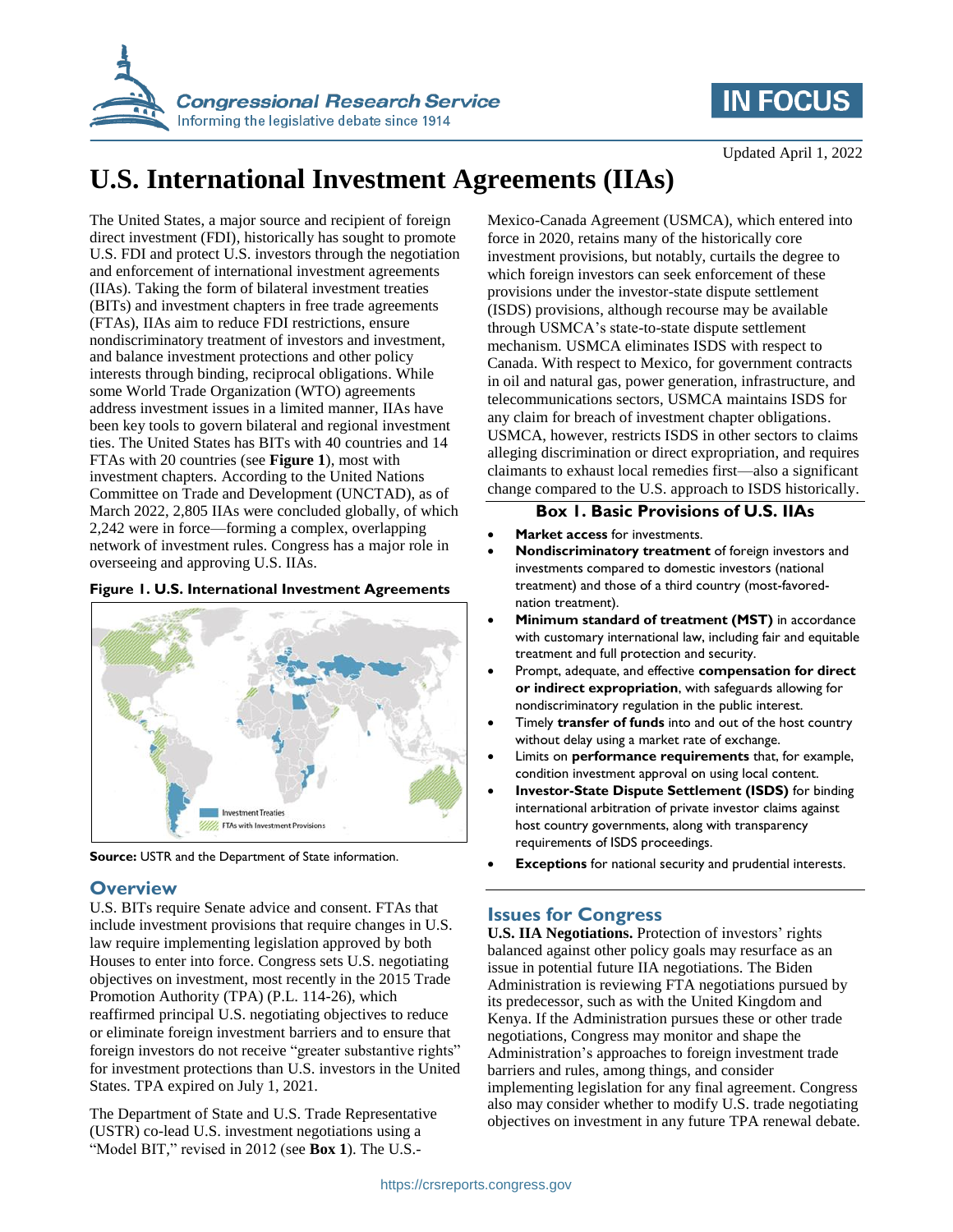Updated April 1, 2022

# U.S. International Investment Agreements (IIAs)

The United States, a major source and recipient of foreign direct investment (FDI), historically has sought to promote U.S. FDI and protect U.S. investors through the negotiation and enforcement of international investment agreements (IIAs). Taking the form of bilateral investment treaties (BITs) and investment chapters in free trade agreements (FTAs), IIAs aim to reduce FDI restrictions, ensure nondiscriminatory treatment of investors and investment, and balance investment protections and other policy interests through binding, reciprocal obligations. While some World Trade Organization (WTO) agreements address investment issues in a limited manner, IIAs have been key tools to govern bilateral and regional investment ties. The United States has BITs with 40 countries and 14 FTAs with 20 countries (see **Figure 1**), most with investment chapters. According to the United Nations Committee on Trade and Development (UNCTAD), as of March 2022, 2,805 IIAs were concluded globally, of which 2,242 were in force—forming a complex, overlapping network of investment rules. Congress has a major role in overseeing and approving U.S. IIAs.

**Figure 1. U.S. International Investment Agreements**

Investment Treaties
FTAs with Investment Provisions

**Source:** USTR and the Department of State information.

## Overview

U.S. BITs require Senate advice and consent. FTAs that include investment provisions that require changes in U.S. law require implementing legislation approved by both Houses to enter into force. Congress sets U.S. negotiating objectives on investment, most recently in the 2015 Trade Promotion Authority (TPA) (P.L. 114-26), which reaffirmed principal U.S. negotiating objectives to reduce or eliminate foreign investment barriers and to ensure that foreign investors do not receive "greater substantive rights" for investment protections than U.S. investors in the United States. TPA expired on July 1, 2021.

The Department of State and U.S. Trade Representative (USTR) co-lead U.S. investment negotiations using a "Model BIT," revised in 2012 (see **Box 1**). The U.S.-Mexico-Canada Agreement (USMCA), which entered into force in 2020, retains many of the historically core investment provisions, but notably, curtails the degree to which foreign investors can seek enforcement of these provisions under the investor-state dispute settlement (ISDS) provisions, although recourse may be available through USMCA's state-to-state dispute settlement mechanism. USMCA eliminates ISDS with respect to Canada. With respect to Mexico, for government contracts in oil and natural gas, power generation, infrastructure, and telecommunications sectors, USMCA maintains ISDS for any claim for breach of investment chapter obligations. USMCA, however, restricts ISDS in other sectors to claims alleging discrimination or direct expropriation, and requires claimants to exhaust local remedies first—also a significant change compared to the U.S. approach to ISDS historically.

**Box 1. Basic Provisions of U.S. IIAs**

- **Market access** for investments.
- **Nondiscriminatory treatment** of foreign investors and investments compared to domestic investors (national treatment) and those of a third country (most-favored-nation treatment).
- **Minimum standard of treatment (MST)** in accordance with customary international law, including fair and equitable treatment and full protection and security.
- Prompt, adequate, and effective **compensation for direct or indirect expropriation**, with safeguards allowing for nondiscriminatory regulation in the public interest.
- Timely **transfer of funds** into and out of the host country without delay using a market rate of exchange.
- Limits on **performance requirements** that, for example, condition investment approval on using local content.
- **Investor-State Dispute Settlement (ISDS)** for binding international arbitration of private investor claims against host country governments, along with transparency requirements of ISDS proceedings.
- **Exceptions** for national security and prudential interests.

## Issues for Congress

**U.S. IIA Negotiations.** Protection of investors' rights balanced against other policy goals may resurface as an issue in potential future IIA negotiations. The Biden Administration is reviewing FTA negotiations pursued by its predecessor, such as with the United Kingdom and Kenya. If the Administration pursues these or other trade negotiations, Congress may monitor and shape the Administration's approaches to foreign investment trade barriers and rules, among things, and consider implementing legislation for any final agreement. Congress also may consider whether to modify U.S. trade negotiating objectives on investment in any future TPA renewal debate.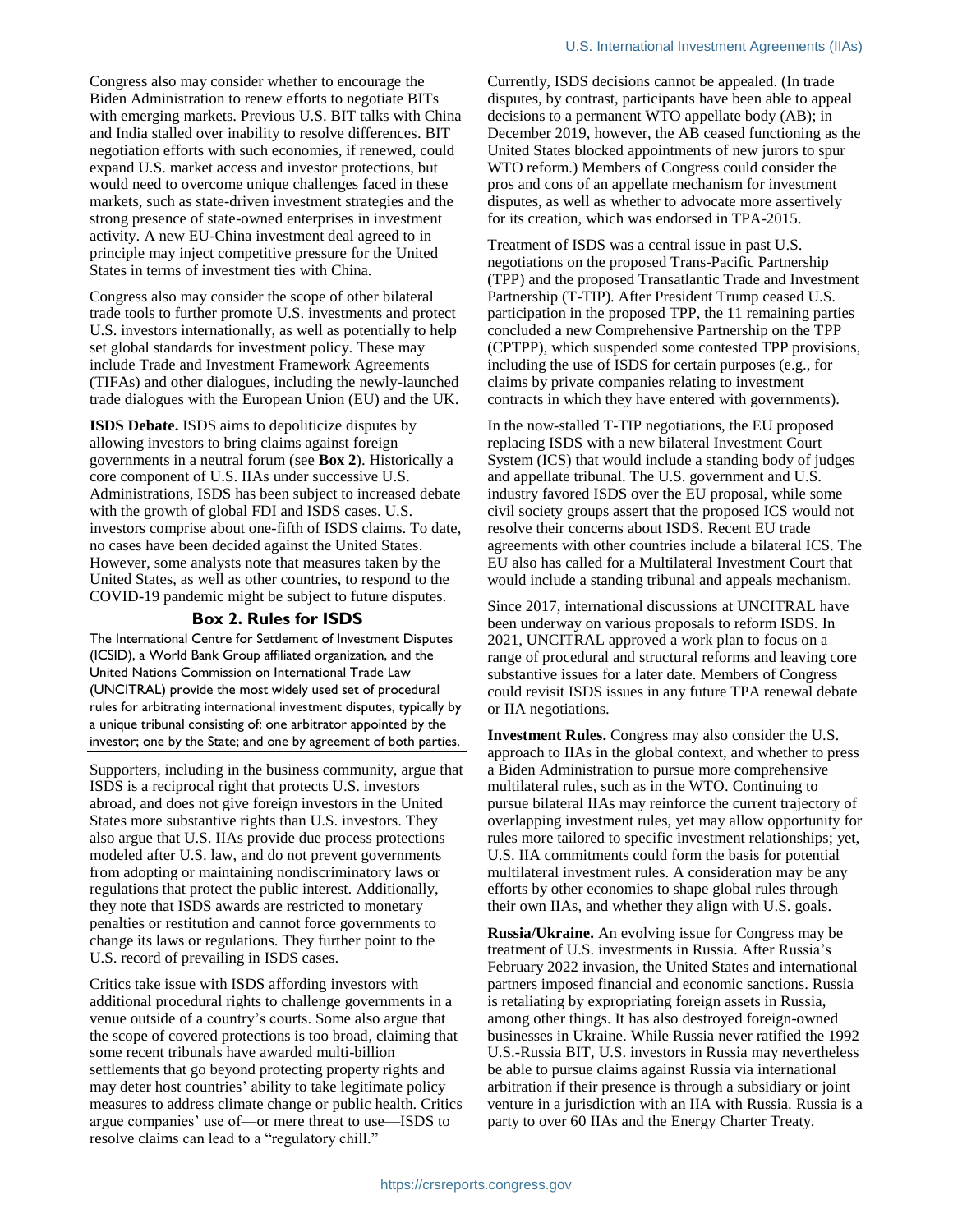Congress also may consider whether to encourage the Biden Administration to renew efforts to negotiate BITs with emerging markets. Previous U.S. BIT talks with China and India stalled over inability to resolve differences. BIT negotiation efforts with such economies, if renewed, could expand U.S. market access and investor protections, but would need to overcome unique challenges faced in these markets, such as state-driven investment strategies and the strong presence of state-owned enterprises in investment activity. A new EU-China investment deal agreed to in principle may inject competitive pressure for the United States in terms of investment ties with China.

Congress also may consider the scope of other bilateral trade tools to further promote U.S. investments and protect U.S. investors internationally, as well as potentially to help set global standards for investment policy. These may include Trade and Investment Framework Agreements (TIFAs) and other dialogues, including the newly-launched trade dialogues with the European Union (EU) and the UK.

**ISDS Debate.** ISDS aims to depoliticize disputes by allowing investors to bring claims against foreign governments in a neutral forum (see **Box 2**). Historically a core component of U.S. IIAs under successive U.S. Administrations, ISDS has been subject to increased debate with the growth of global FDI and ISDS cases. U.S. investors comprise about one-fifth of ISDS claims. To date, no cases have been decided against the United States. However, some analysts note that measures taken by the United States, as well as other countries, to respond to the COVID-19 pandemic might be subject to future disputes.

**Box 2. Rules for ISDS**

The International Centre for Settlement of Investment Disputes (ICSID), a World Bank Group affiliated organization, and the United Nations Commission on International Trade Law (UNCITRAL) provide the most widely used set of procedural rules for arbitrating international investment disputes, typically by a unique tribunal consisting of: one arbitrator appointed by the investor; one by the State; and one by agreement of both parties.

Supporters, including in the business community, argue that ISDS is a reciprocal right that protects U.S. investors abroad, and does not give foreign investors in the United States more substantive rights than U.S. investors. They also argue that U.S. IIAs provide due process protections modeled after U.S. law, and do not prevent governments from adopting or maintaining nondiscriminatory laws or regulations that protect the public interest. Additionally, they note that ISDS awards are restricted to monetary penalties or restitution and cannot force governments to change its laws or regulations. They further point to the U.S. record of prevailing in ISDS cases.

Critics take issue with ISDS affording investors with additional procedural rights to challenge governments in a venue outside of a country's courts. Some also argue that the scope of covered protections is too broad, claiming that some recent tribunals have awarded multi-billion settlements that go beyond protecting property rights and may deter host countries' ability to take legitimate policy measures to address climate change or public health. Critics argue companies' use of—or mere threat to use—ISDS to resolve claims can lead to a "regulatory chill."

Currently, ISDS decisions cannot be appealed. (In trade disputes, by contrast, participants have been able to appeal decisions to a permanent WTO appellate body (AB); in December 2019, however, the AB ceased functioning as the United States blocked appointments of new jurors to spur WTO reform.) Members of Congress could consider the pros and cons of an appellate mechanism for investment disputes, as well as whether to advocate more assertively for its creation, which was endorsed in TPA-2015.

Treatment of ISDS was a central issue in past U.S. negotiations on the proposed Trans-Pacific Partnership (TPP) and the proposed Transatlantic Trade and Investment Partnership (T-TIP). After President Trump ceased U.S. participation in the proposed TPP, the 11 remaining parties concluded a new Comprehensive Partnership on the TPP (CPTPP), which suspended some contested TPP provisions, including the use of ISDS for certain purposes (e.g., for claims by private companies relating to investment contracts in which they have entered with governments).

In the now-stalled T-TIP negotiations, the EU proposed replacing ISDS with a new bilateral Investment Court System (ICS) that would include a standing body of judges and appellate tribunal. The U.S. government and U.S. industry favored ISDS over the EU proposal, while some civil society groups assert that the proposed ICS would not resolve their concerns about ISDS. Recent EU trade agreements with other countries include a bilateral ICS. The EU also has called for a Multilateral Investment Court that would include a standing tribunal and appeals mechanism.

Since 2017, international discussions at UNCITRAL have been underway on various proposals to reform ISDS. In 2021, UNCITRAL approved a work plan to focus on a range of procedural and structural reforms and leaving core substantive issues for a later date. Members of Congress could revisit ISDS issues in any future TPA renewal debate or IIA negotiations.

**Investment Rules.** Congress may also consider the U.S. approach to IIAs in the global context, and whether to press a Biden Administration to pursue more comprehensive multilateral rules, such as in the WTO. Continuing to pursue bilateral IIAs may reinforce the current trajectory of overlapping investment rules, yet may allow opportunity for rules more tailored to specific investment relationships; yet, U.S. IIA commitments could form the basis for potential multilateral investment rules. A consideration may be any efforts by other economies to shape global rules through their own IIAs, and whether they align with U.S. goals.

**Russia/Ukraine.** An evolving issue for Congress may be treatment of U.S. investments in Russia. After Russia's February 2022 invasion, the United States and international partners imposed financial and economic sanctions. Russia is retaliating by expropriating foreign assets in Russia, among other things. It has also destroyed foreign-owned businesses in Ukraine. While Russia never ratified the 1992 U.S.-Russia BIT, U.S. investors in Russia may nevertheless be able to pursue claims against Russia via international arbitration if their presence is through a subsidiary or joint venture in a jurisdiction with an IIA with Russia. Russia is a party to over 60 IIAs and the Energy Charter Treaty.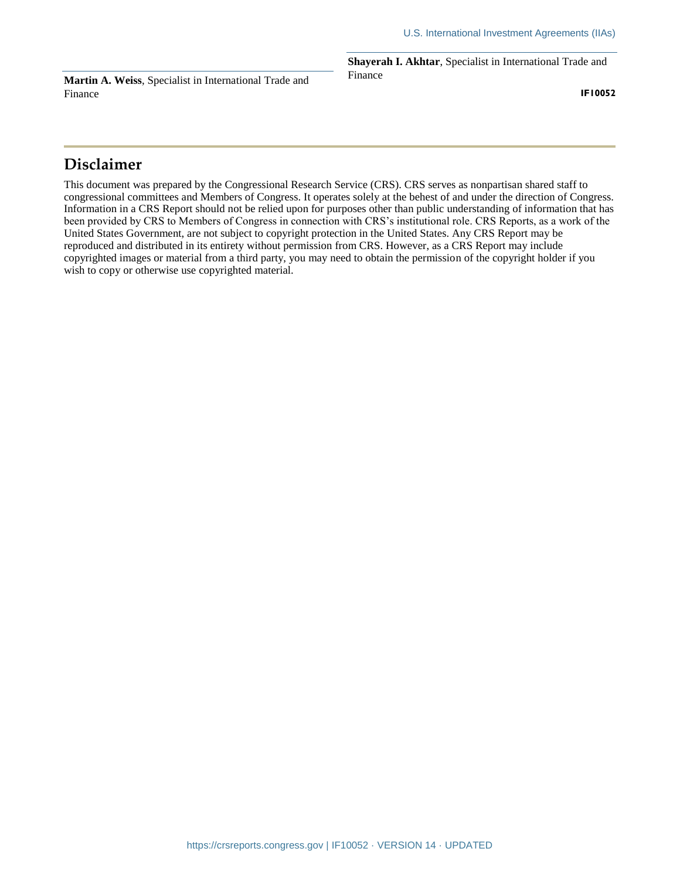**Martin A. Weiss**, Specialist in International Trade and Finance

**Shayerah I. Akhtar**, Specialist in International Trade and Finance

IF10052

## Disclaimer

This document was prepared by the Congressional Research Service (CRS). CRS serves as nonpartisan shared staff to congressional committees and Members of Congress. It operates solely at the behest of and under the direction of Congress. Information in a CRS Report should not be relied upon for purposes other than public understanding of information that has been provided by CRS to Members of Congress in connection with CRS's institutional role. CRS Reports, as a work of the United States Government, are not subject to copyright protection in the United States. Any CRS Report may be reproduced and distributed in its entirety without permission from CRS. However, as a CRS Report may include copyrighted images or material from a third party, you may need to obtain the permission of the copyright holder if you wish to copy or otherwise use copyrighted material.